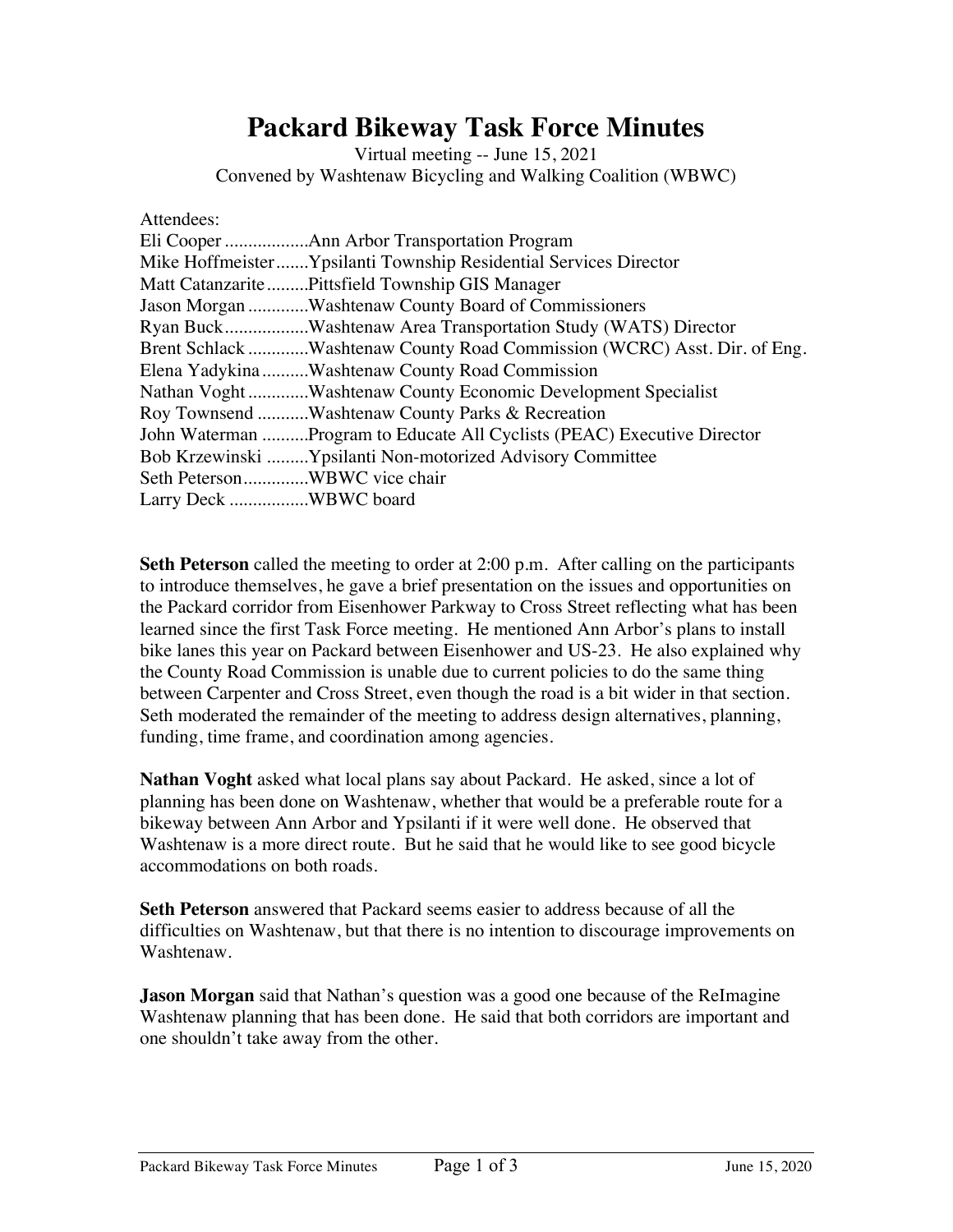# Packard Bikeway Task Force Minutes

Virtual meeting -- June 15, 2021
Convened by Washtenaw Bicycling and Walking Coalition (WBWC)

Attendees:
Eli Cooper ..................Ann Arbor Transportation Program
Mike Hoffmeister.......Ypsilanti Township Residential Services Director
Matt Catanzarite.........Pittsfield Township GIS Manager
Jason Morgan .............Washtenaw County Board of Commissioners
Ryan Buck..................Washtenaw Area Transportation Study (WATS) Director
Brent Schlack .............Washtenaw County Road Commission (WCRC) Asst. Dir. of Eng.
Elena Yadykina..........Washtenaw County Road Commission
Nathan Voght .............Washtenaw County Economic Development Specialist
Roy Townsend ...........Washtenaw County Parks & Recreation
John Waterman ..........Program to Educate All Cyclists (PEAC) Executive Director
Bob Krzewinski .........Ypsilanti Non-motorized Advisory Committee
Seth Peterson..............WBWC vice chair
Larry Deck .................WBWC board

**Seth Peterson** called the meeting to order at 2:00 p.m. After calling on the participants to introduce themselves, he gave a brief presentation on the issues and opportunities on the Packard corridor from Eisenhower Parkway to Cross Street reflecting what has been learned since the first Task Force meeting. He mentioned Ann Arbor's plans to install bike lanes this year on Packard between Eisenhower and US-23. He also explained why the County Road Commission is unable due to current policies to do the same thing between Carpenter and Cross Street, even though the road is a bit wider in that section. Seth moderated the remainder of the meeting to address design alternatives, planning, funding, time frame, and coordination among agencies.

**Nathan Voght** asked what local plans say about Packard. He asked, since a lot of planning has been done on Washtenaw, whether that would be a preferable route for a bikeway between Ann Arbor and Ypsilanti if it were well done. He observed that Washtenaw is a more direct route. But he said that he would like to see good bicycle accommodations on both roads.

**Seth Peterson** answered that Packard seems easier to address because of all the difficulties on Washtenaw, but that there is no intention to discourage improvements on Washtenaw.

**Jason Morgan** said that Nathan's question was a good one because of the ReImagine Washtenaw planning that has been done. He said that both corridors are important and one shouldn't take away from the other.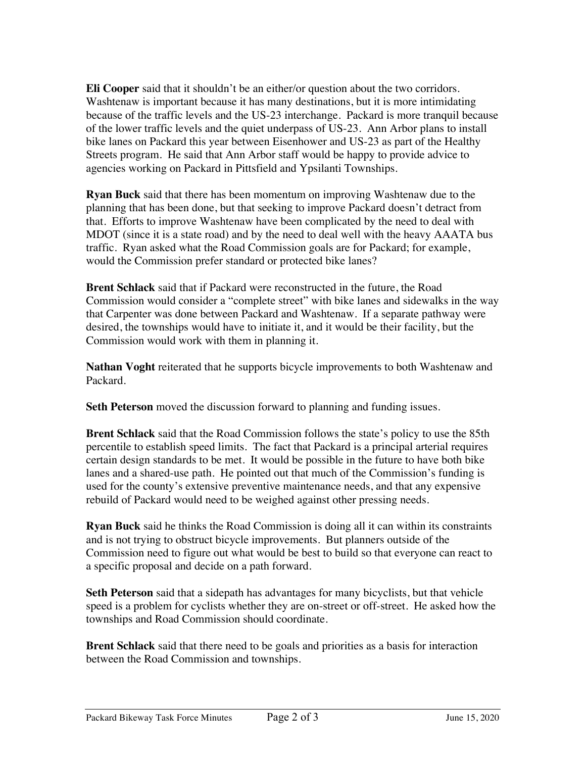**Eli Cooper** said that it shouldn't be an either/or question about the two corridors. Washtenaw is important because it has many destinations, but it is more intimidating because of the traffic levels and the US-23 interchange. Packard is more tranquil because of the lower traffic levels and the quiet underpass of US-23. Ann Arbor plans to install bike lanes on Packard this year between Eisenhower and US-23 as part of the Healthy Streets program. He said that Ann Arbor staff would be happy to provide advice to agencies working on Packard in Pittsfield and Ypsilanti Townships.

**Ryan Buck** said that there has been momentum on improving Washtenaw due to the planning that has been done, but that seeking to improve Packard doesn't detract from that. Efforts to improve Washtenaw have been complicated by the need to deal with MDOT (since it is a state road) and by the need to deal well with the heavy AAATA bus traffic. Ryan asked what the Road Commission goals are for Packard; for example, would the Commission prefer standard or protected bike lanes?

**Brent Schlack** said that if Packard were reconstructed in the future, the Road Commission would consider a "complete street" with bike lanes and sidewalks in the way that Carpenter was done between Packard and Washtenaw. If a separate pathway were desired, the townships would have to initiate it, and it would be their facility, but the Commission would work with them in planning it.

**Nathan Voght** reiterated that he supports bicycle improvements to both Washtenaw and Packard.

**Seth Peterson** moved the discussion forward to planning and funding issues.

**Brent Schlack** said that the Road Commission follows the state's policy to use the 85th percentile to establish speed limits. The fact that Packard is a principal arterial requires certain design standards to be met. It would be possible in the future to have both bike lanes and a shared-use path. He pointed out that much of the Commission's funding is used for the county's extensive preventive maintenance needs, and that any expensive rebuild of Packard would need to be weighed against other pressing needs.

**Ryan Buck** said he thinks the Road Commission is doing all it can within its constraints and is not trying to obstruct bicycle improvements. But planners outside of the Commission need to figure out what would be best to build so that everyone can react to a specific proposal and decide on a path forward.

**Seth Peterson** said that a sidepath has advantages for many bicyclists, but that vehicle speed is a problem for cyclists whether they are on-street or off-street. He asked how the townships and Road Commission should coordinate.

**Brent Schlack** said that there need to be goals and priorities as a basis for interaction between the Road Commission and townships.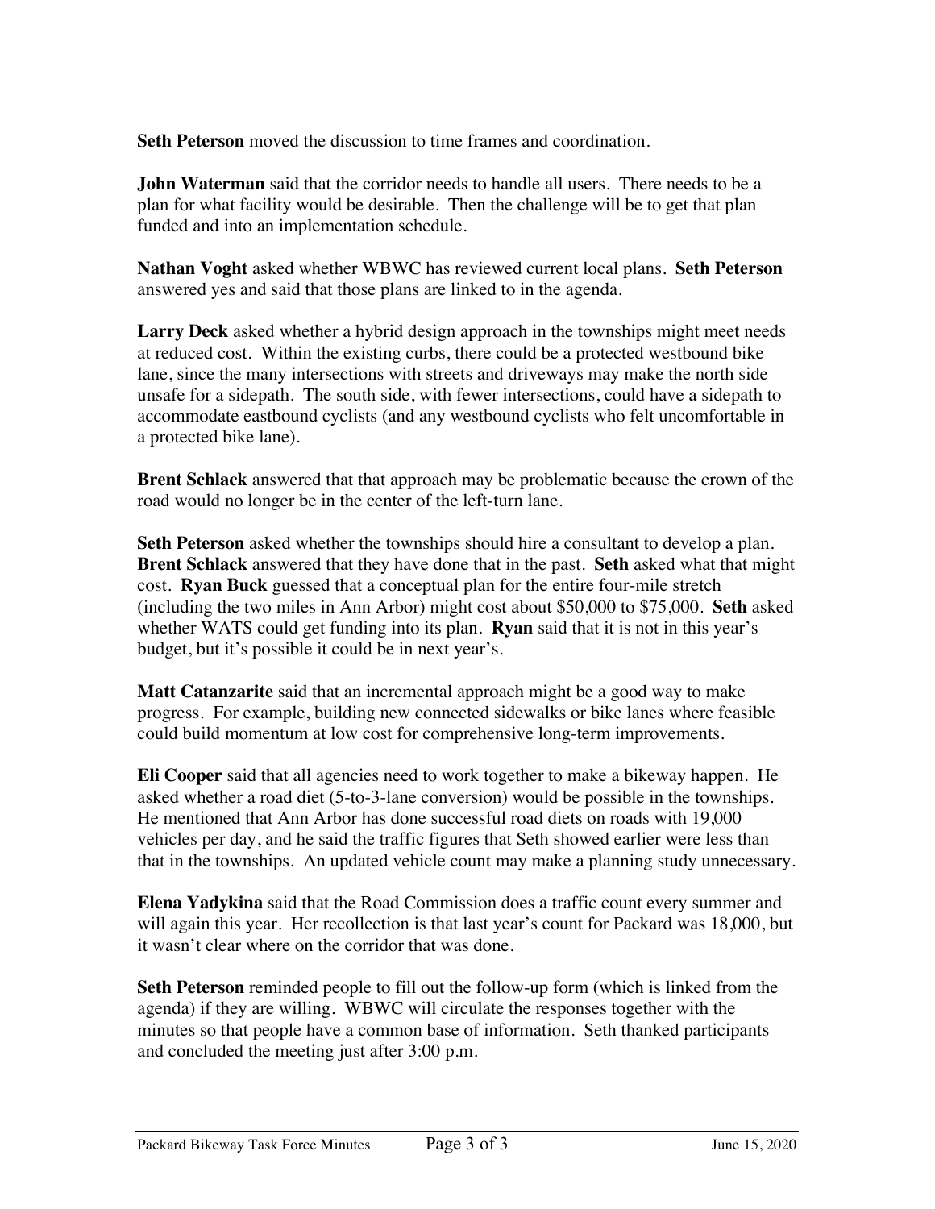**Seth Peterson** moved the discussion to time frames and coordination.

**John Waterman** said that the corridor needs to handle all users. There needs to be a plan for what facility would be desirable. Then the challenge will be to get that plan funded and into an implementation schedule.

**Nathan Voght** asked whether WBWC has reviewed current local plans. **Seth Peterson** answered yes and said that those plans are linked to in the agenda.

**Larry Deck** asked whether a hybrid design approach in the townships might meet needs at reduced cost. Within the existing curbs, there could be a protected westbound bike lane, since the many intersections with streets and driveways may make the north side unsafe for a sidepath. The south side, with fewer intersections, could have a sidepath to accommodate eastbound cyclists (and any westbound cyclists who felt uncomfortable in a protected bike lane).

**Brent Schlack** answered that that approach may be problematic because the crown of the road would no longer be in the center of the left-turn lane.

**Seth Peterson** asked whether the townships should hire a consultant to develop a plan. **Brent Schlack** answered that they have done that in the past. **Seth** asked what that might cost. **Ryan Buck** guessed that a conceptual plan for the entire four-mile stretch (including the two miles in Ann Arbor) might cost about $50,000 to $75,000. **Seth** asked whether WATS could get funding into its plan. **Ryan** said that it is not in this year's budget, but it's possible it could be in next year's.

**Matt Catanzarite** said that an incremental approach might be a good way to make progress. For example, building new connected sidewalks or bike lanes where feasible could build momentum at low cost for comprehensive long-term improvements.

**Eli Cooper** said that all agencies need to work together to make a bikeway happen. He asked whether a road diet (5-to-3-lane conversion) would be possible in the townships. He mentioned that Ann Arbor has done successful road diets on roads with 19,000 vehicles per day, and he said the traffic figures that Seth showed earlier were less than that in the townships. An updated vehicle count may make a planning study unnecessary.

**Elena Yadykina** said that the Road Commission does a traffic count every summer and will again this year. Her recollection is that last year's count for Packard was 18,000, but it wasn't clear where on the corridor that was done.

**Seth Peterson** reminded people to fill out the follow-up form (which is linked from the agenda) if they are willing. WBWC will circulate the responses together with the minutes so that people have a common base of information. Seth thanked participants and concluded the meeting just after 3:00 p.m.